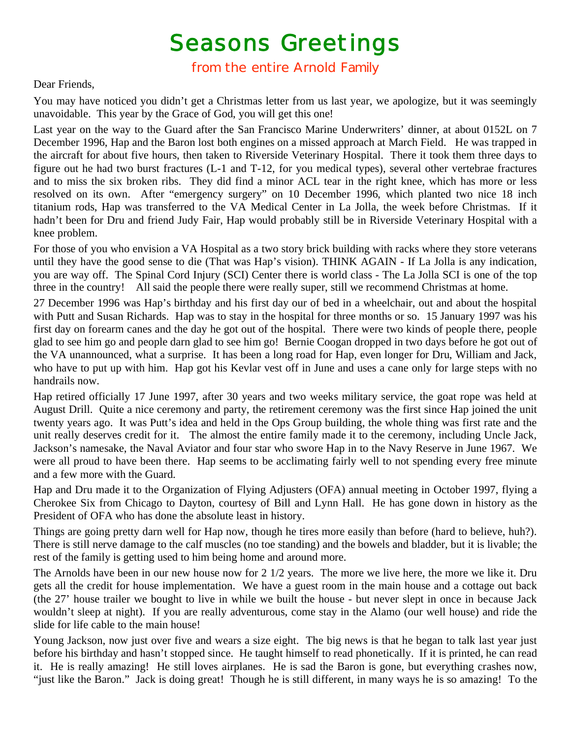# Seasons Greetings

## from the entire Arnold Family

Dear Friends,

You may have noticed you didn't get a Christmas letter from us last year, we apologize, but it was seemingly unavoidable. This year by the Grace of God, you will get this one!

Last year on the way to the Guard after the San Francisco Marine Underwriters' dinner, at about 0152L on 7 December 1996, Hap and the Baron lost both engines on a missed approach at March Field. He was trapped in the aircraft for about five hours, then taken to Riverside Veterinary Hospital. There it took them three days to figure out he had two burst fractures (L-1 and T-12, for you medical types), several other vertebrae fractures and to miss the six broken ribs. They did find a minor ACL tear in the right knee, which has more or less resolved on its own. After "emergency surgery" on 10 December 1996, which planted two nice 18 inch titanium rods, Hap was transferred to the VA Medical Center in La Jolla, the week before Christmas. If it hadn't been for Dru and friend Judy Fair, Hap would probably still be in Riverside Veterinary Hospital with a knee problem.

For those of you who envision a VA Hospital as a two story brick building with racks where they store veterans until they have the good sense to die (That was Hap's vision). THINK AGAIN - If La Jolla is any indication, you are way off. The Spinal Cord Injury (SCI) Center there is world class - The La Jolla SCI is one of the top three in the country! All said the people there were really super, still we recommend Christmas at home.

27 December 1996 was Hap's birthday and his first day our of bed in a wheelchair, out and about the hospital with Putt and Susan Richards. Hap was to stay in the hospital for three months or so. 15 January 1997 was his first day on forearm canes and the day he got out of the hospital. There were two kinds of people there, people glad to see him go and people darn glad to see him go! Bernie Coogan dropped in two days before he got out of the VA unannounced, what a surprise. It has been a long road for Hap, even longer for Dru, William and Jack, who have to put up with him. Hap got his Kevlar vest off in June and uses a cane only for large steps with no handrails now.

Hap retired officially 17 June 1997, after 30 years and two weeks military service, the goat rope was held at August Drill. Quite a nice ceremony and party, the retirement ceremony was the first since Hap joined the unit twenty years ago. It was Putt's idea and held in the Ops Group building, the whole thing was first rate and the unit really deserves credit for it. The almost the entire family made it to the ceremony, including Uncle Jack, Jackson's namesake, the Naval Aviator and four star who swore Hap in to the Navy Reserve in June 1967. We were all proud to have been there. Hap seems to be acclimating fairly well to not spending every free minute and a few more with the Guard.

Hap and Dru made it to the Organization of Flying Adjusters (OFA) annual meeting in October 1997, flying a Cherokee Six from Chicago to Dayton, courtesy of Bill and Lynn Hall. He has gone down in history as the President of OFA who has done the absolute least in history.

Things are going pretty darn well for Hap now, though he tires more easily than before (hard to believe, huh?). There is still nerve damage to the calf muscles (no toe standing) and the bowels and bladder, but it is livable; the rest of the family is getting used to him being home and around more.

The Arnolds have been in our new house now for 2 1/2 years. The more we live here, the more we like it. Dru gets all the credit for house implementation. We have a guest room in the main house and a cottage out back (the 27' house trailer we bought to live in while we built the house - but never slept in once in because Jack wouldn't sleep at night). If you are really adventurous, come stay in the Alamo (our well house) and ride the slide for life cable to the main house!

Young Jackson, now just over five and wears a size eight. The big news is that he began to talk last year just before his birthday and hasn't stopped since. He taught himself to read phonetically. If it is printed, he can read it. He is really amazing! He still loves airplanes. He is sad the Baron is gone, but everything crashes now, "just like the Baron." Jack is doing great! Though he is still different, in many ways he is so amazing! To the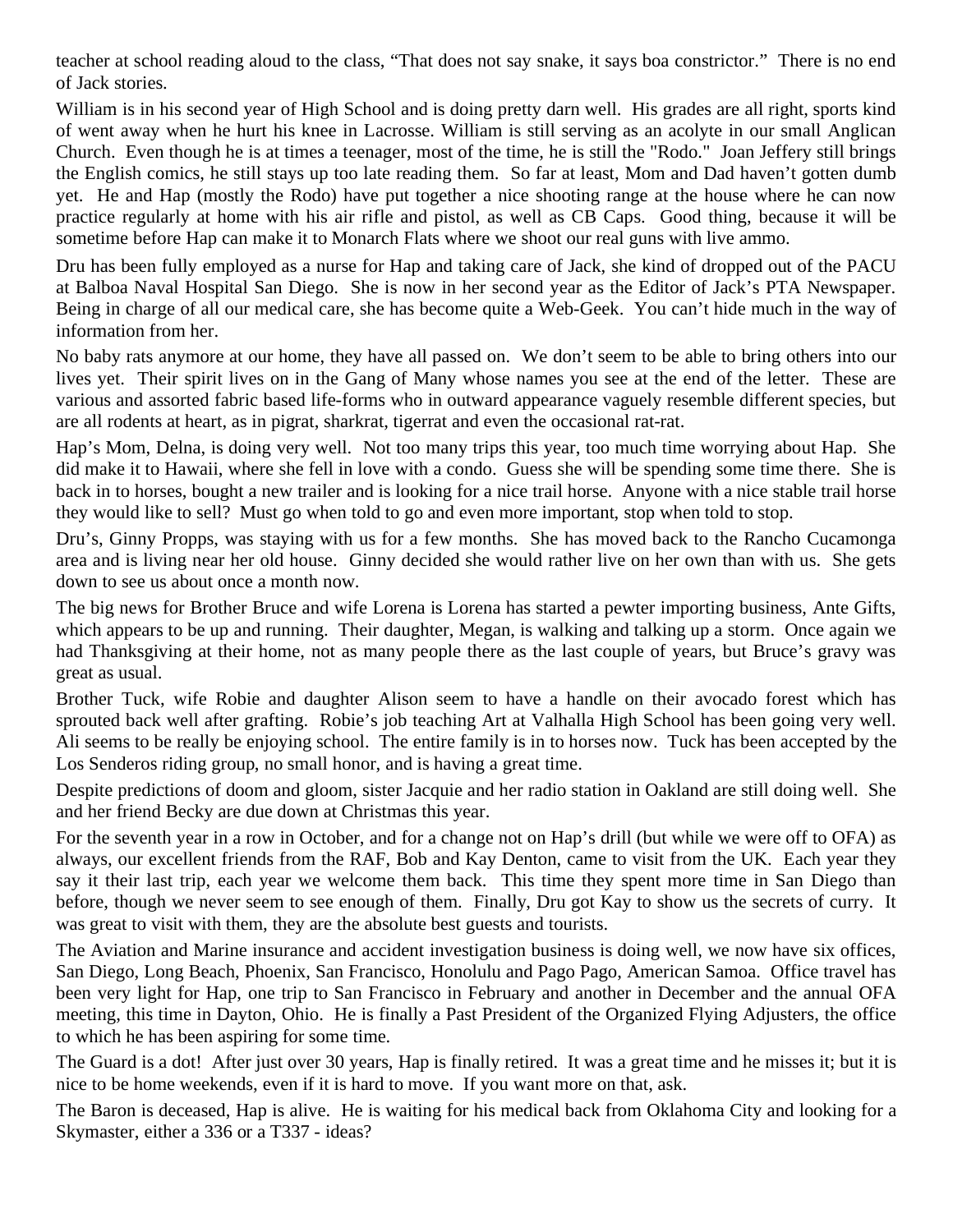teacher at school reading aloud to the class, "That does not say snake, it says boa constrictor." There is no end of Jack stories.

William is in his second year of High School and is doing pretty darn well. His grades are all right, sports kind of went away when he hurt his knee in Lacrosse. William is still serving as an acolyte in our small Anglican Church. Even though he is at times a teenager, most of the time, he is still the "Rodo." Joan Jeffery still brings the English comics, he still stays up too late reading them. So far at least, Mom and Dad haven't gotten dumb yet. He and Hap (mostly the Rodo) have put together a nice shooting range at the house where he can now practice regularly at home with his air rifle and pistol, as well as CB Caps. Good thing, because it will be sometime before Hap can make it to Monarch Flats where we shoot our real guns with live ammo.

Dru has been fully employed as a nurse for Hap and taking care of Jack, she kind of dropped out of the PACU at Balboa Naval Hospital San Diego. She is now in her second year as the Editor of Jack's PTA Newspaper. Being in charge of all our medical care, she has become quite a Web-Geek. You can't hide much in the way of information from her.

No baby rats anymore at our home, they have all passed on. We don't seem to be able to bring others into our lives yet. Their spirit lives on in the Gang of Many whose names you see at the end of the letter. These are various and assorted fabric based life-forms who in outward appearance vaguely resemble different species, but are all rodents at heart, as in pigrat, sharkrat, tigerrat and even the occasional rat-rat.

Hap's Mom, Delna, is doing very well. Not too many trips this year, too much time worrying about Hap. She did make it to Hawaii, where she fell in love with a condo. Guess she will be spending some time there. She is back in to horses, bought a new trailer and is looking for a nice trail horse. Anyone with a nice stable trail horse they would like to sell? Must go when told to go and even more important, stop when told to stop.

Dru's, Ginny Propps, was staying with us for a few months. She has moved back to the Rancho Cucamonga area and is living near her old house. Ginny decided she would rather live on her own than with us. She gets down to see us about once a month now.

The big news for Brother Bruce and wife Lorena is Lorena has started a pewter importing business, Ante Gifts, which appears to be up and running. Their daughter, Megan, is walking and talking up a storm. Once again we had Thanksgiving at their home, not as many people there as the last couple of years, but Bruce's gravy was great as usual.

Brother Tuck, wife Robie and daughter Alison seem to have a handle on their avocado forest which has sprouted back well after grafting. Robie's job teaching Art at Valhalla High School has been going very well. Ali seems to be really be enjoying school. The entire family is in to horses now. Tuck has been accepted by the Los Senderos riding group, no small honor, and is having a great time.

Despite predictions of doom and gloom, sister Jacquie and her radio station in Oakland are still doing well. She and her friend Becky are due down at Christmas this year.

For the seventh year in a row in October, and for a change not on Hap's drill (but while we were off to OFA) as always, our excellent friends from the RAF, Bob and Kay Denton, came to visit from the UK. Each year they say it their last trip, each year we welcome them back. This time they spent more time in San Diego than before, though we never seem to see enough of them. Finally, Dru got Kay to show us the secrets of curry. It was great to visit with them, they are the absolute best guests and tourists.

The Aviation and Marine insurance and accident investigation business is doing well, we now have six offices, San Diego, Long Beach, Phoenix, San Francisco, Honolulu and Pago Pago, American Samoa. Office travel has been very light for Hap, one trip to San Francisco in February and another in December and the annual OFA meeting, this time in Dayton, Ohio. He is finally a Past President of the Organized Flying Adjusters, the office to which he has been aspiring for some time.

The Guard is a dot! After just over 30 years, Hap is finally retired. It was a great time and he misses it; but it is nice to be home weekends, even if it is hard to move. If you want more on that, ask.

The Baron is deceased, Hap is alive. He is waiting for his medical back from Oklahoma City and looking for a Skymaster, either a 336 or a T337 - ideas?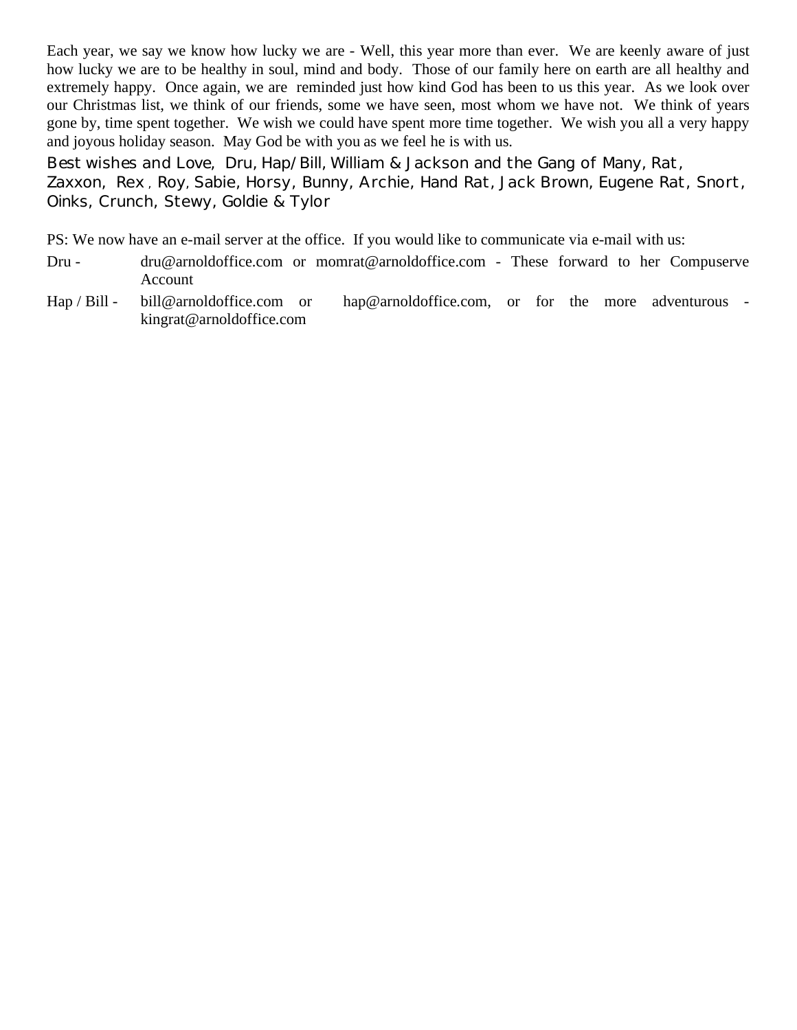Each year, we say we know how lucky we are - Well, this year more than ever. We are keenly aware of just how lucky we are to be healthy in soul, mind and body. Those of our family here on earth are all healthy and extremely happy. Once again, we are reminded just how kind God has been to us this year. As we look over our Christmas list, we think of our friends, some we have seen, most whom we have not. We think of years gone by, time spent together. We wish we could have spent more time together. We wish you all a very happy and joyous holiday season. May God be with you as we feel he is with us.

Best wishes and Love, Dru, Hap/Bill, William & Jackson and the Gang of Many, Rat, Zaxxon, Rex , Roy, Sabie, Horsy, Bunny, Archie, Hand Rat, Jack Brown, Eugene Rat, Snort, Oinks, Crunch, Stewy, Goldie & Tylor

PS: We now have an e-mail server at the office. If you would like to communicate via e-mail with us:

Dru - dru@arnoldoffice.com or momrat@arnoldoffice.com - These forward to her Compuserve Account

Hap / Bill - bill@arnoldoffice.com or hap@arnoldoffice.com, or for the more adventurous - kingrat@arnoldoffice.com